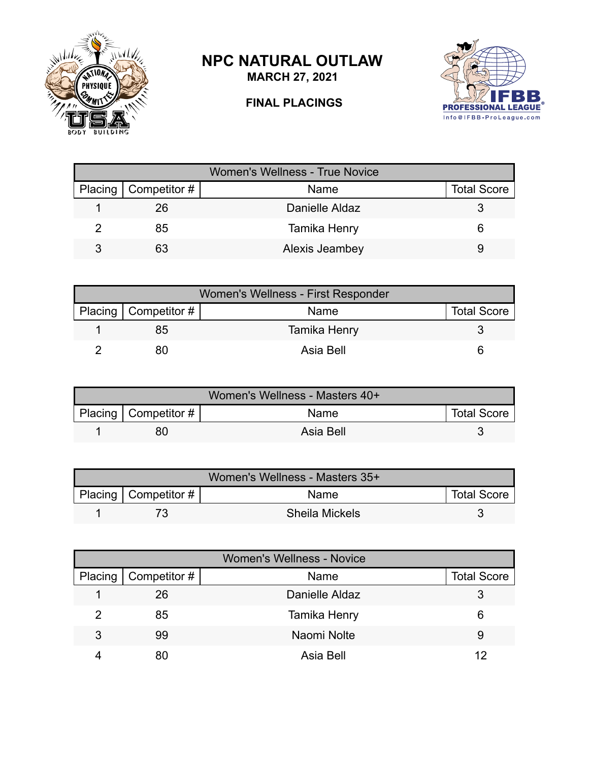# NPC NATURAL OUTLAW

**MARCH 27, 2021**

**FINAL PLACINGS**

| Women's Wellness - True Novice | | | |
|---|---|---|---|
| Placing | Competitor # | Name | Total Score |
| 1 | 26 | Danielle Aldaz | 3 |
| 2 | 85 | Tamika Henry | 6 |
| 3 | 63 | Alexis Jeambey | 9 |

| Women's Wellness - First Responder | | | |
|---|---|---|---|
| Placing | Competitor # | Name | Total Score |
| 1 | 85 | Tamika Henry | 3 |
| 2 | 80 | Asia Bell | 6 |

| Women's Wellness - Masters 40+ | | | |
|---|---|---|---|
| Placing | Competitor # | Name | Total Score |
| 1 | 80 | Asia Bell | 3 |

| Women's Wellness - Masters 35+ | | | |
|---|---|---|---|
| Placing | Competitor # | Name | Total Score |
| 1 | 73 | Sheila Mickels | 3 |

| Women's Wellness - Novice | | | |
|---|---|---|---|
| Placing | Competitor # | Name | Total Score |
| 1 | 26 | Danielle Aldaz | 3 |
| 2 | 85 | Tamika Henry | 6 |
| 3 | 99 | Naomi Nolte | 9 |
| 4 | 80 | Asia Bell | 12 |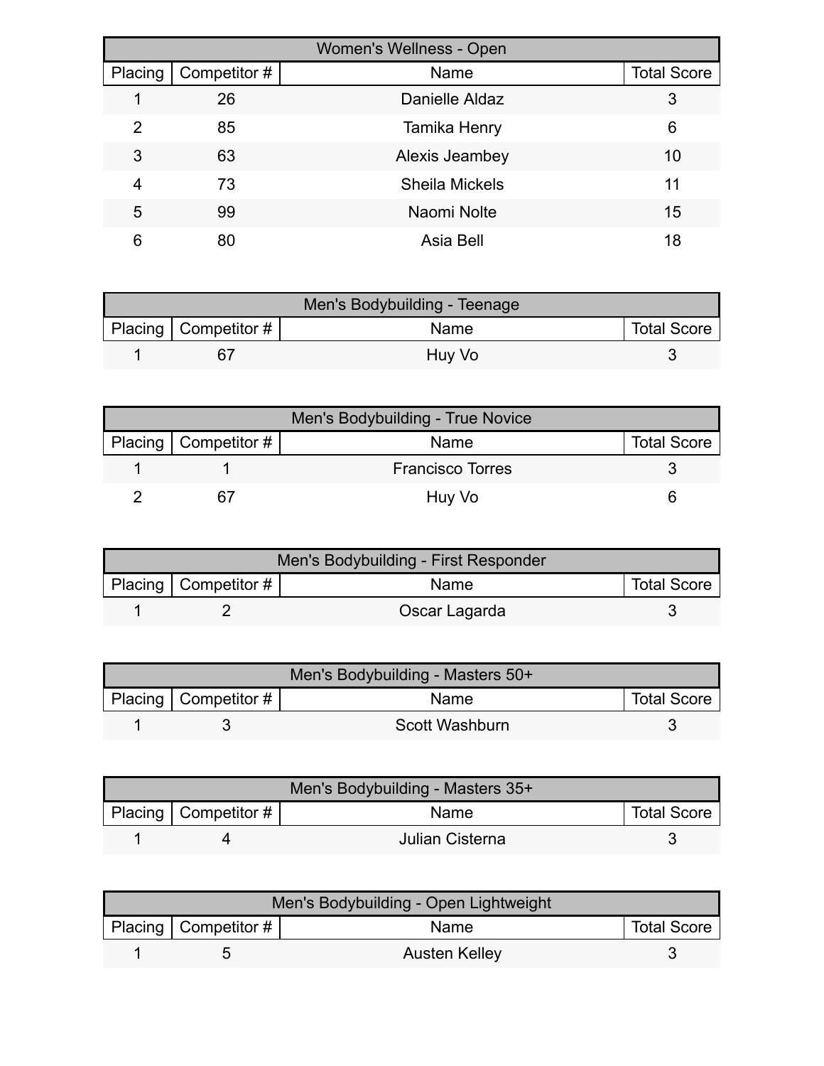| Women's Wellness - Open | | | |
|---|---|---|---|
| Placing | Competitor # | Name | Total Score |
| 1 | 26 | Danielle Aldaz | 3 |
| 2 | 85 | Tamika Henry | 6 |
| 3 | 63 | Alexis Jeambey | 10 |
| 4 | 73 | Sheila Mickels | 11 |
| 5 | 99 | Naomi Nolte | 15 |
| 6 | 80 | Asia Bell | 18 |

| Men's Bodybuilding - Teenage | | | |
|---|---|---|---|
| Placing | Competitor # | Name | Total Score |
| 1 | 67 | Huy Vo | 3 |

| Men's Bodybuilding - True Novice | | | |
|---|---|---|---|
| Placing | Competitor # | Name | Total Score |
| 1 | 1 | Francisco Torres | 3 |
| 2 | 67 | Huy Vo | 6 |

| Men's Bodybuilding - First Responder | | | |
|---|---|---|---|
| Placing | Competitor # | Name | Total Score |
| 1 | 2 | Oscar Lagarda | 3 |

| Men's Bodybuilding - Masters 50+ | | | |
|---|---|---|---|
| Placing | Competitor # | Name | Total Score |
| 1 | 3 | Scott Washburn | 3 |

| Men's Bodybuilding - Masters 35+ | | | |
|---|---|---|---|
| Placing | Competitor # | Name | Total Score |
| 1 | 4 | Julian Cisterna | 3 |

| Men's Bodybuilding - Open Lightweight | | | |
|---|---|---|---|
| Placing | Competitor # | Name | Total Score |
| 1 | 5 | Austen Kelley | 3 |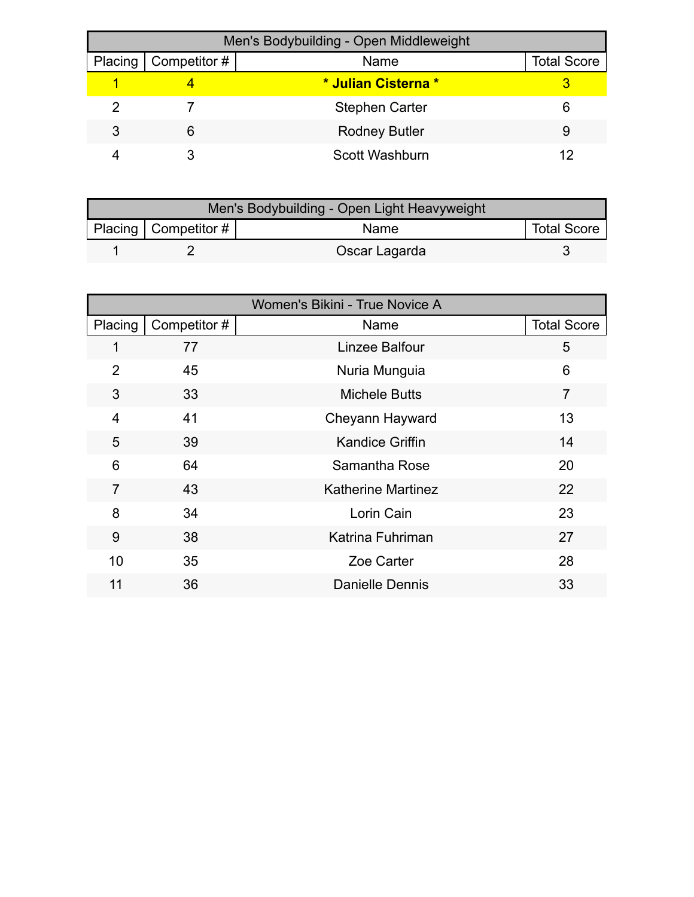| Men's Bodybuilding - Open Middleweight | | | |
|---|---|---|---|
| Placing | Competitor # | Name | Total Score |
| 1 | 4 | **\* Julian Cisterna \*** | 3 |
| 2 | 7 | Stephen Carter | 6 |
| 3 | 6 | Rodney Butler | 9 |
| 4 | 3 | Scott Washburn | 12 |

| Men's Bodybuilding - Open Light Heavyweight | | | |
|---|---|---|---|
| Placing | Competitor # | Name | Total Score |
| 1 | 2 | Oscar Lagarda | 3 |

| Women's Bikini - True Novice A | | | |
|---|---|---|---|
| Placing | Competitor # | Name | Total Score |
| 1 | 77 | Linzee Balfour | 5 |
| 2 | 45 | Nuria Munguia | 6 |
| 3 | 33 | Michele Butts | 7 |
| 4 | 41 | Cheyann Hayward | 13 |
| 5 | 39 | Kandice Griffin | 14 |
| 6 | 64 | Samantha Rose | 20 |
| 7 | 43 | Katherine Martinez | 22 |
| 8 | 34 | Lorin Cain | 23 |
| 9 | 38 | Katrina Fuhriman | 27 |
| 10 | 35 | Zoe Carter | 28 |
| 11 | 36 | Danielle Dennis | 33 |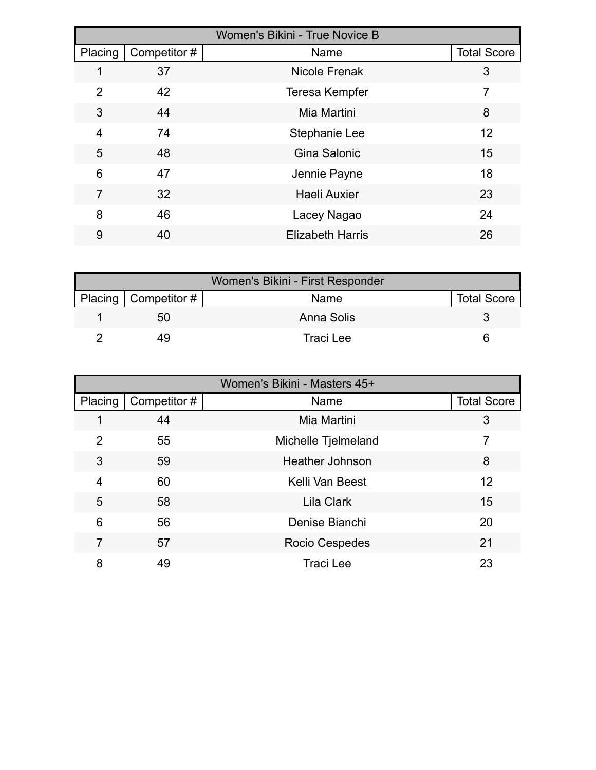| Women's Bikini - True Novice B | | | |
|---|---|---|---|
| Placing | Competitor # | Name | Total Score |
| 1 | 37 | Nicole Frenak | 3 |
| 2 | 42 | Teresa Kempfer | 7 |
| 3 | 44 | Mia Martini | 8 |
| 4 | 74 | Stephanie Lee | 12 |
| 5 | 48 | Gina Salonic | 15 |
| 6 | 47 | Jennie Payne | 18 |
| 7 | 32 | Haeli Auxier | 23 |
| 8 | 46 | Lacey Nagao | 24 |
| 9 | 40 | Elizabeth Harris | 26 |

| Women's Bikini - First Responder | | | |
|---|---|---|---|
| Placing | Competitor # | Name | Total Score |
| 1 | 50 | Anna Solis | 3 |
| 2 | 49 | Traci Lee | 6 |

| Women's Bikini - Masters 45+ | | | |
|---|---|---|---|
| Placing | Competitor # | Name | Total Score |
| 1 | 44 | Mia Martini | 3 |
| 2 | 55 | Michelle Tjelmeland | 7 |
| 3 | 59 | Heather Johnson | 8 |
| 4 | 60 | Kelli Van Beest | 12 |
| 5 | 58 | Lila Clark | 15 |
| 6 | 56 | Denise Bianchi | 20 |
| 7 | 57 | Rocio Cespedes | 21 |
| 8 | 49 | Traci Lee | 23 |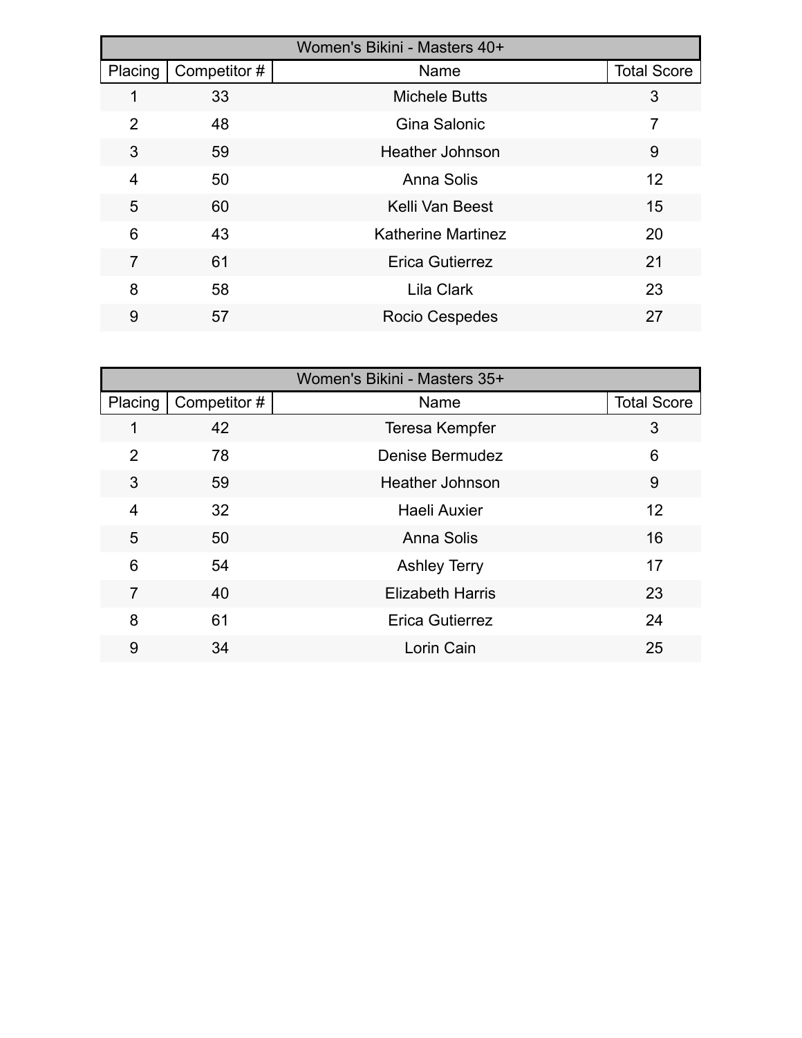| Women's Bikini - Masters 40+ | | | |
|---|---|---|---|
| Placing | Competitor # | Name | Total Score |
| 1 | 33 | Michele Butts | 3 |
| 2 | 48 | Gina Salonic | 7 |
| 3 | 59 | Heather Johnson | 9 |
| 4 | 50 | Anna Solis | 12 |
| 5 | 60 | Kelli Van Beest | 15 |
| 6 | 43 | Katherine Martinez | 20 |
| 7 | 61 | Erica Gutierrez | 21 |
| 8 | 58 | Lila Clark | 23 |
| 9 | 57 | Rocio Cespedes | 27 |

| Women's Bikini - Masters 35+ | | | |
|---|---|---|---|
| Placing | Competitor # | Name | Total Score |
| 1 | 42 | Teresa Kempfer | 3 |
| 2 | 78 | Denise Bermudez | 6 |
| 3 | 59 | Heather Johnson | 9 |
| 4 | 32 | Haeli Auxier | 12 |
| 5 | 50 | Anna Solis | 16 |
| 6 | 54 | Ashley Terry | 17 |
| 7 | 40 | Elizabeth Harris | 23 |
| 8 | 61 | Erica Gutierrez | 24 |
| 9 | 34 | Lorin Cain | 25 |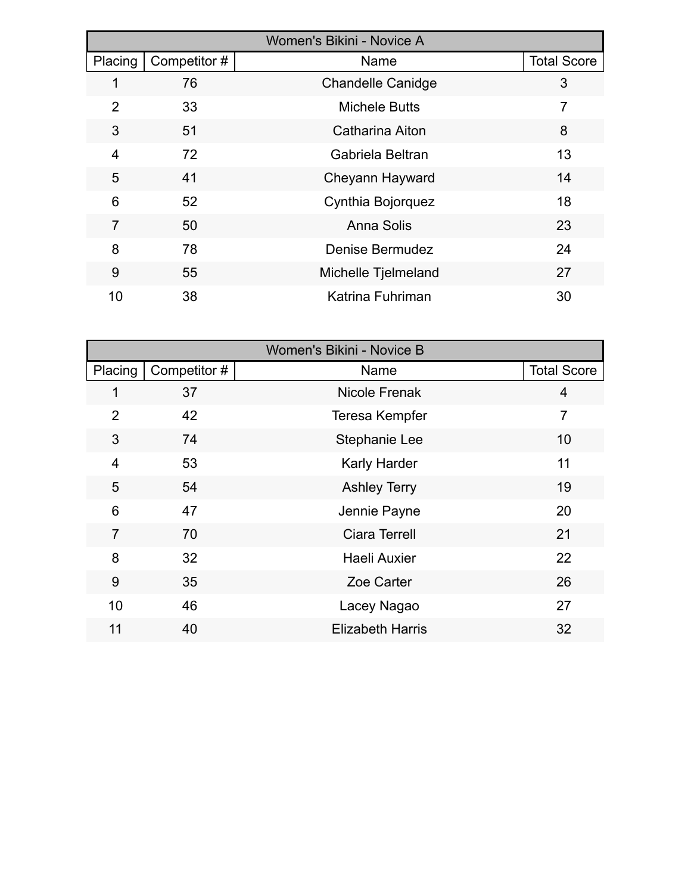| Women's Bikini - Novice A | | | |
|---|---|---|---|
| Placing | Competitor # | Name | Total Score |
| 1 | 76 | Chandelle Canidge | 3 |
| 2 | 33 | Michele Butts | 7 |
| 3 | 51 | Catharina Aiton | 8 |
| 4 | 72 | Gabriela Beltran | 13 |
| 5 | 41 | Cheyann Hayward | 14 |
| 6 | 52 | Cynthia Bojorquez | 18 |
| 7 | 50 | Anna Solis | 23 |
| 8 | 78 | Denise Bermudez | 24 |
| 9 | 55 | Michelle Tjelmeland | 27 |
| 10 | 38 | Katrina Fuhriman | 30 |

| Women's Bikini - Novice B | | | |
|---|---|---|---|
| Placing | Competitor # | Name | Total Score |
| 1 | 37 | Nicole Frenak | 4 |
| 2 | 42 | Teresa Kempfer | 7 |
| 3 | 74 | Stephanie Lee | 10 |
| 4 | 53 | Karly Harder | 11 |
| 5 | 54 | Ashley Terry | 19 |
| 6 | 47 | Jennie Payne | 20 |
| 7 | 70 | Ciara Terrell | 21 |
| 8 | 32 | Haeli Auxier | 22 |
| 9 | 35 | Zoe Carter | 26 |
| 10 | 46 | Lacey Nagao | 27 |
| 11 | 40 | Elizabeth Harris | 32 |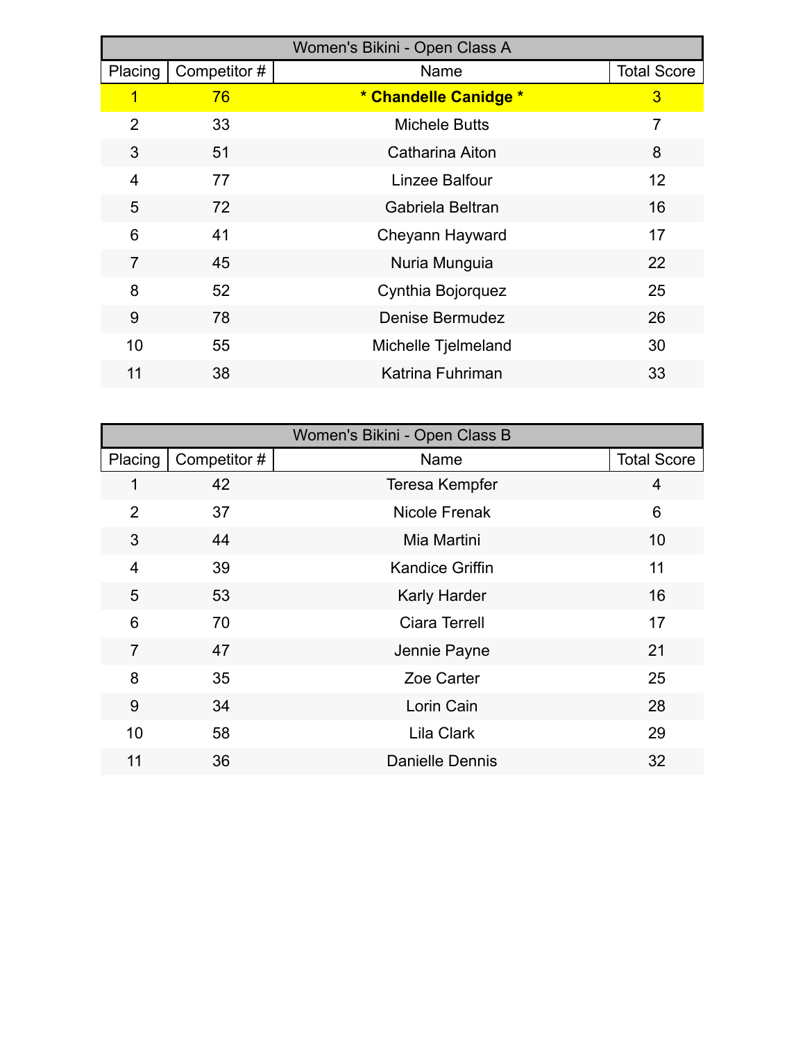| Women's Bikini - Open Class A | | | |
|---|---|---|---|
| Placing | Competitor # | Name | Total Score |
| 1 | 76 | **\* Chandelle Canidge \*** | 3 |
| 2 | 33 | Michele Butts | 7 |
| 3 | 51 | Catharina Aiton | 8 |
| 4 | 77 | Linzee Balfour | 12 |
| 5 | 72 | Gabriela Beltran | 16 |
| 6 | 41 | Cheyann Hayward | 17 |
| 7 | 45 | Nuria Munguia | 22 |
| 8 | 52 | Cynthia Bojorquez | 25 |
| 9 | 78 | Denise Bermudez | 26 |
| 10 | 55 | Michelle Tjelmeland | 30 |
| 11 | 38 | Katrina Fuhriman | 33 |

| Women's Bikini - Open Class B | | | |
|---|---|---|---|
| Placing | Competitor # | Name | Total Score |
| 1 | 42 | Teresa Kempfer | 4 |
| 2 | 37 | Nicole Frenak | 6 |
| 3 | 44 | Mia Martini | 10 |
| 4 | 39 | Kandice Griffin | 11 |
| 5 | 53 | Karly Harder | 16 |
| 6 | 70 | Ciara Terrell | 17 |
| 7 | 47 | Jennie Payne | 21 |
| 8 | 35 | Zoe Carter | 25 |
| 9 | 34 | Lorin Cain | 28 |
| 10 | 58 | Lila Clark | 29 |
| 11 | 36 | Danielle Dennis | 32 |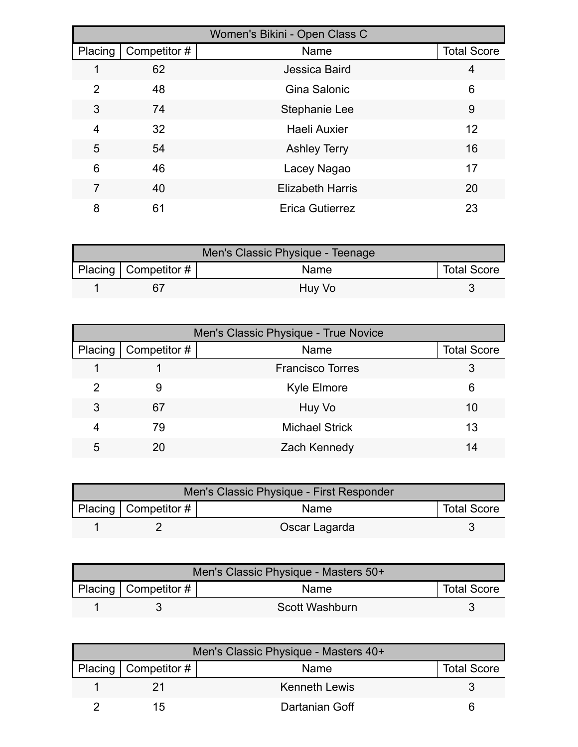| Women's Bikini - Open Class C | | | |
|---|---|---|---|
| Placing | Competitor # | Name | Total Score |
| 1 | 62 | Jessica Baird | 4 |
| 2 | 48 | Gina Salonic | 6 |
| 3 | 74 | Stephanie Lee | 9 |
| 4 | 32 | Haeli Auxier | 12 |
| 5 | 54 | Ashley Terry | 16 |
| 6 | 46 | Lacey Nagao | 17 |
| 7 | 40 | Elizabeth Harris | 20 |
| 8 | 61 | Erica Gutierrez | 23 |

| Men's Classic Physique - Teenage | | | |
|---|---|---|---|
| Placing | Competitor # | Name | Total Score |
| 1 | 67 | Huy Vo | 3 |

| Men's Classic Physique - True Novice | | | |
|---|---|---|---|
| Placing | Competitor # | Name | Total Score |
| 1 | 1 | Francisco Torres | 3 |
| 2 | 9 | Kyle Elmore | 6 |
| 3 | 67 | Huy Vo | 10 |
| 4 | 79 | Michael Strick | 13 |
| 5 | 20 | Zach Kennedy | 14 |

| Men's Classic Physique - First Responder | | | |
|---|---|---|---|
| Placing | Competitor # | Name | Total Score |
| 1 | 2 | Oscar Lagarda | 3 |

| Men's Classic Physique - Masters 50+ | | | |
|---|---|---|---|
| Placing | Competitor # | Name | Total Score |
| 1 | 3 | Scott Washburn | 3 |

| Men's Classic Physique - Masters 40+ | | | |
|---|---|---|---|
| Placing | Competitor # | Name | Total Score |
| 1 | 21 | Kenneth Lewis | 3 |
| 2 | 15 | Dartanian Goff | 6 |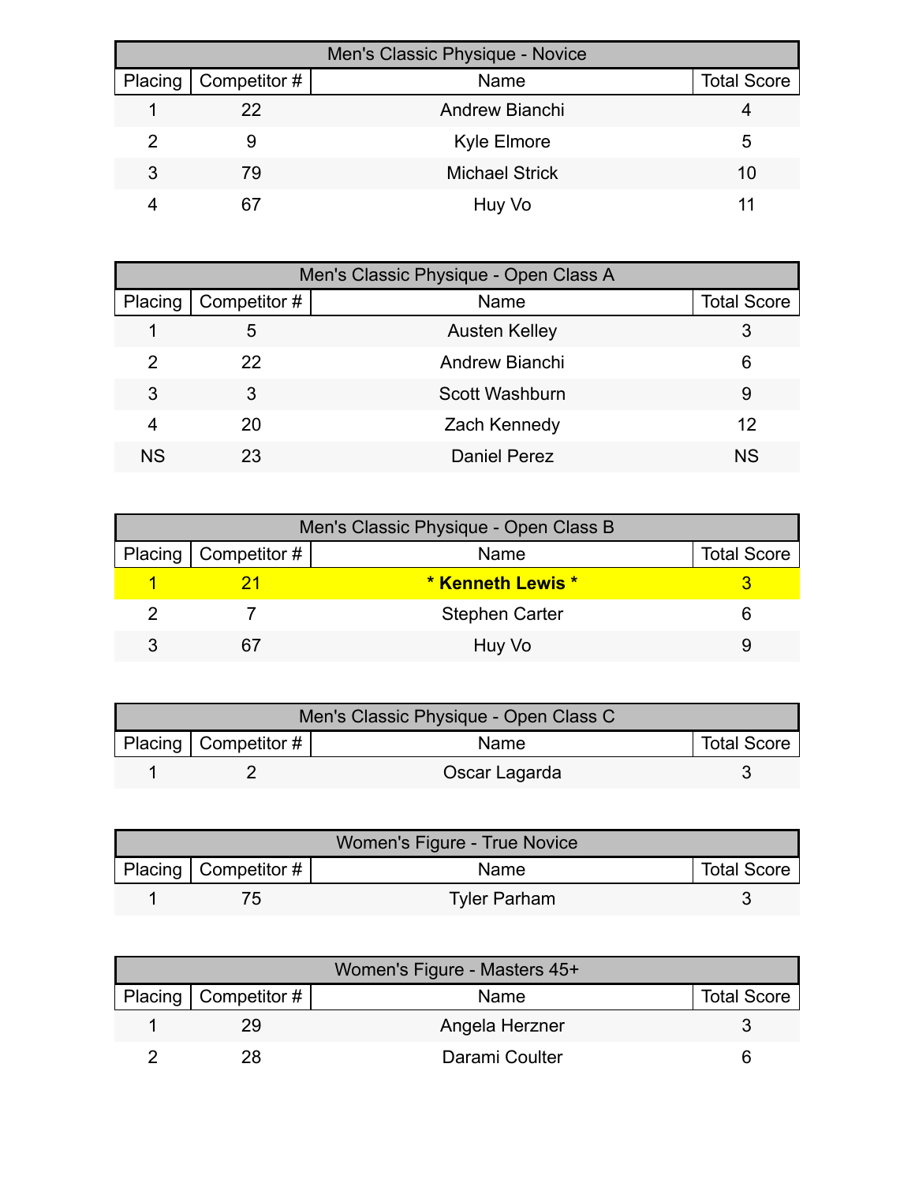| Men's Classic Physique - Novice | | | |
|---|---|---|---|
| Placing | Competitor # | Name | Total Score |
| 1 | 22 | Andrew Bianchi | 4 |
| 2 | 9 | Kyle Elmore | 5 |
| 3 | 79 | Michael Strick | 10 |
| 4 | 67 | Huy Vo | 11 |

| Men's Classic Physique - Open Class A | | | |
|---|---|---|---|
| Placing | Competitor # | Name | Total Score |
| 1 | 5 | Austen Kelley | 3 |
| 2 | 22 | Andrew Bianchi | 6 |
| 3 | 3 | Scott Washburn | 9 |
| 4 | 20 | Zach Kennedy | 12 |
| NS | 23 | Daniel Perez | NS |

| Men's Classic Physique - Open Class B | | | |
|---|---|---|---|
| Placing | Competitor # | Name | Total Score |
| 1 | 21 | **\* Kenneth Lewis \*** | 3 |
| 2 | 7 | Stephen Carter | 6 |
| 3 | 67 | Huy Vo | 9 |

| Men's Classic Physique - Open Class C | | | |
|---|---|---|---|
| Placing | Competitor # | Name | Total Score |
| 1 | 2 | Oscar Lagarda | 3 |

| Women's Figure - True Novice | | | |
|---|---|---|---|
| Placing | Competitor # | Name | Total Score |
| 1 | 75 | Tyler Parham | 3 |

| Women's Figure - Masters 45+ | | | |
|---|---|---|---|
| Placing | Competitor # | Name | Total Score |
| 1 | 29 | Angela Herzner | 3 |
| 2 | 28 | Darami Coulter | 6 |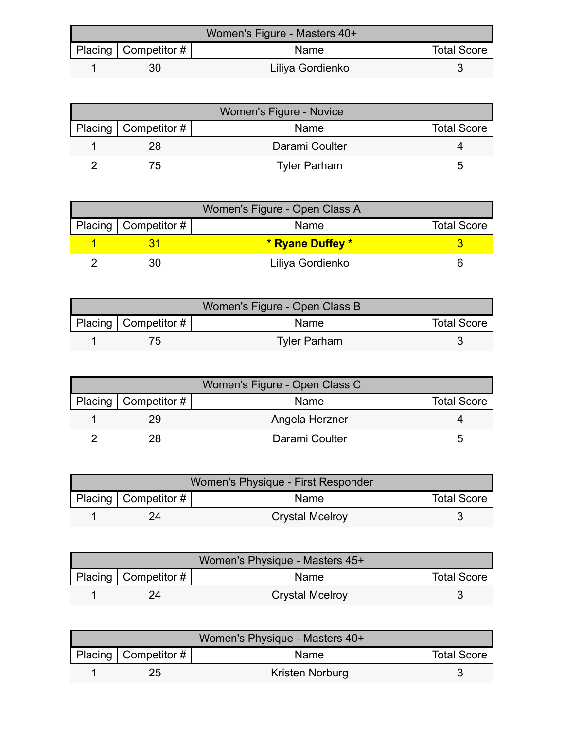| Women's Figure - Masters 40+ | | | |
|---|---|---|---|
| Placing | Competitor # | Name | Total Score |
| 1 | 30 | Liliya Gordienko | 3 |

| Women's Figure - Novice | | | |
|---|---|---|---|
| Placing | Competitor # | Name | Total Score |
| 1 | 28 | Darami Coulter | 4 |
| 2 | 75 | Tyler Parham | 5 |

| Women's Figure - Open Class A | | | |
|---|---|---|---|
| Placing | Competitor # | Name | Total Score |
| 1 | 31 | **\* Ryane Duffey \*** | 3 |
| 2 | 30 | Liliya Gordienko | 6 |

| Women's Figure - Open Class B | | | |
|---|---|---|---|
| Placing | Competitor # | Name | Total Score |
| 1 | 75 | Tyler Parham | 3 |

| Women's Figure - Open Class C | | | |
|---|---|---|---|
| Placing | Competitor # | Name | Total Score |
| 1 | 29 | Angela Herzner | 4 |
| 2 | 28 | Darami Coulter | 5 |

| Women's Physique - First Responder | | | |
|---|---|---|---|
| Placing | Competitor # | Name | Total Score |
| 1 | 24 | Crystal Mcelroy | 3 |

| Women's Physique - Masters 45+ | | | |
|---|---|---|---|
| Placing | Competitor # | Name | Total Score |
| 1 | 24 | Crystal Mcelroy | 3 |

| Women's Physique - Masters 40+ | | | |
|---|---|---|---|
| Placing | Competitor # | Name | Total Score |
| 1 | 25 | Kristen Norburg | 3 |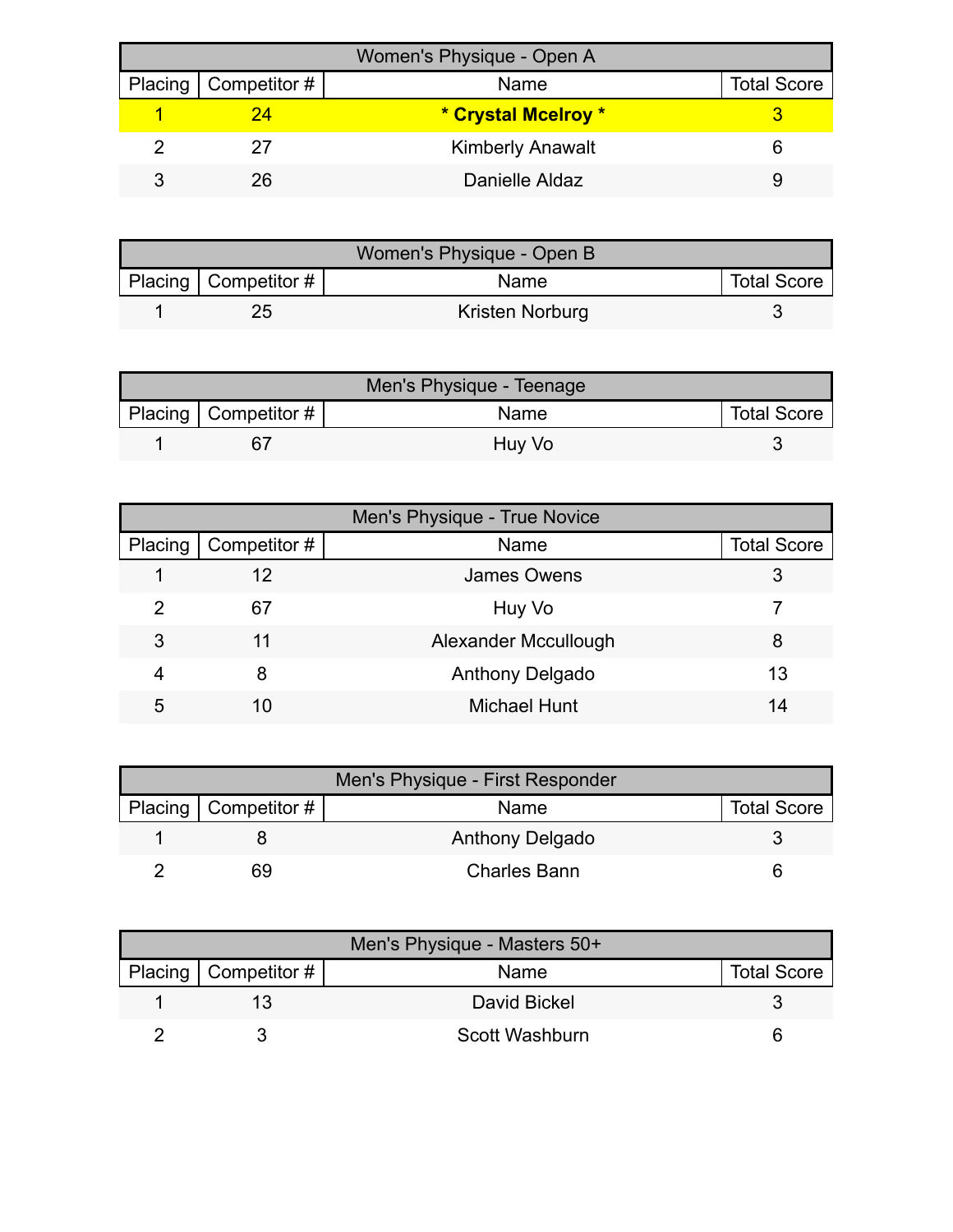| Women's Physique - Open A | | | |
|---|---|---|---|
| Placing | Competitor # | Name | Total Score |
| 1 | 24 | **\* Crystal Mcelroy \*** | 3 |
| 2 | 27 | Kimberly Anawalt | 6 |
| 3 | 26 | Danielle Aldaz | 9 |

| Women's Physique - Open B | | | |
|---|---|---|---|
| Placing | Competitor # | Name | Total Score |
| 1 | 25 | Kristen Norburg | 3 |

| Men's Physique - Teenage | | | |
|---|---|---|---|
| Placing | Competitor # | Name | Total Score |
| 1 | 67 | Huy Vo | 3 |

| Men's Physique - True Novice | | | |
|---|---|---|---|
| Placing | Competitor # | Name | Total Score |
| 1 | 12 | James Owens | 3 |
| 2 | 67 | Huy Vo | 7 |
| 3 | 11 | Alexander Mccullough | 8 |
| 4 | 8 | Anthony Delgado | 13 |
| 5 | 10 | Michael Hunt | 14 |

| Men's Physique - First Responder | | | |
|---|---|---|---|
| Placing | Competitor # | Name | Total Score |
| 1 | 8 | Anthony Delgado | 3 |
| 2 | 69 | Charles Bann | 6 |

| Men's Physique - Masters 50+ | | | |
|---|---|---|---|
| Placing | Competitor # | Name | Total Score |
| 1 | 13 | David Bickel | 3 |
| 2 | 3 | Scott Washburn | 6 |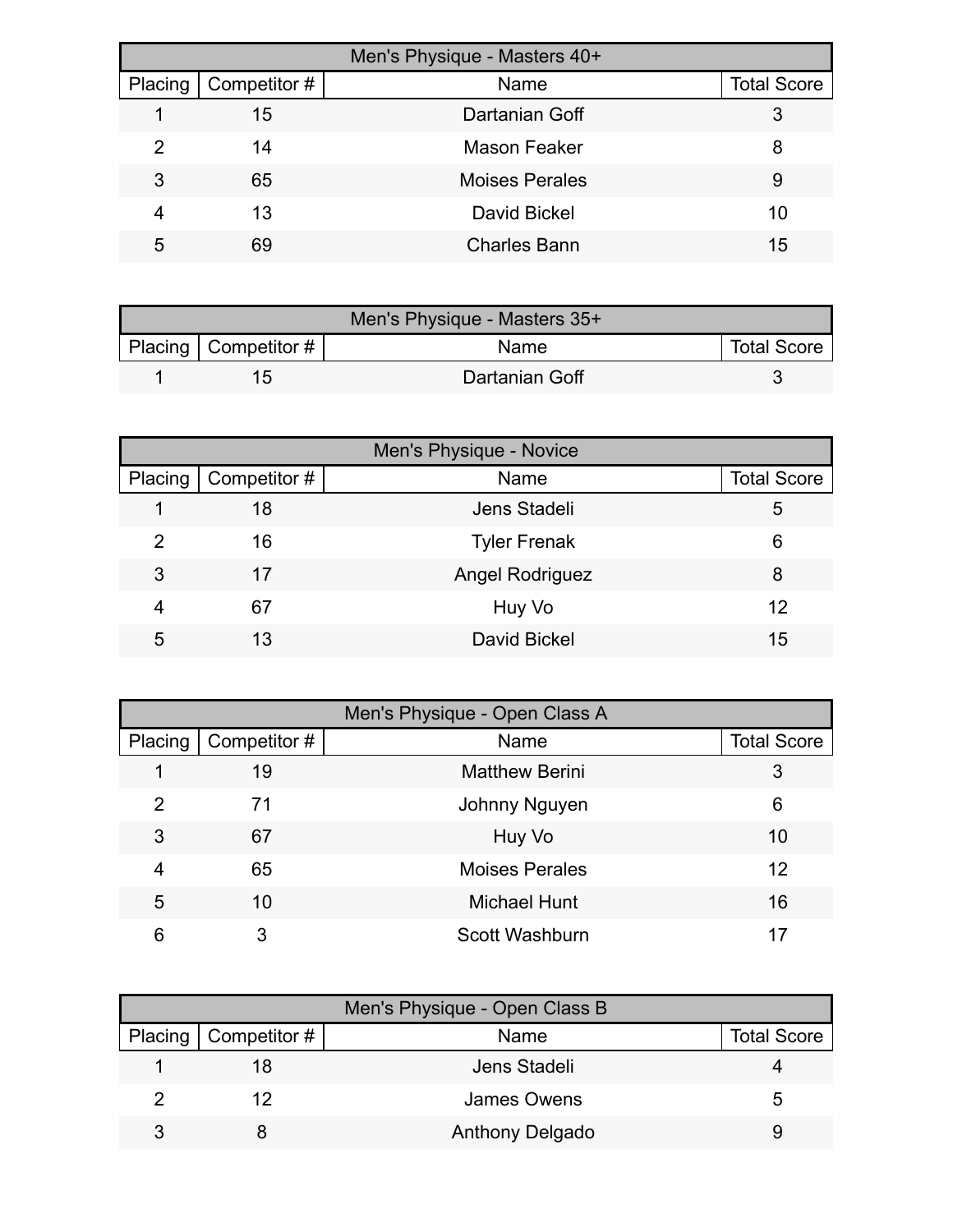| Men's Physique - Masters 40+ | | | |
|---|---|---|---|
| Placing | Competitor # | Name | Total Score |
| 1 | 15 | Dartanian Goff | 3 |
| 2 | 14 | Mason Feaker | 8 |
| 3 | 65 | Moises Perales | 9 |
| 4 | 13 | David Bickel | 10 |
| 5 | 69 | Charles Bann | 15 |

| Men's Physique - Masters 35+ | | | |
|---|---|---|---|
| Placing | Competitor # | Name | Total Score |
| 1 | 15 | Dartanian Goff | 3 |

| Men's Physique - Novice | | | |
|---|---|---|---|
| Placing | Competitor # | Name | Total Score |
| 1 | 18 | Jens Stadeli | 5 |
| 2 | 16 | Tyler Frenak | 6 |
| 3 | 17 | Angel Rodriguez | 8 |
| 4 | 67 | Huy Vo | 12 |
| 5 | 13 | David Bickel | 15 |

| Men's Physique - Open Class A | | | |
|---|---|---|---|
| Placing | Competitor # | Name | Total Score |
| 1 | 19 | Matthew Berini | 3 |
| 2 | 71 | Johnny Nguyen | 6 |
| 3 | 67 | Huy Vo | 10 |
| 4 | 65 | Moises Perales | 12 |
| 5 | 10 | Michael Hunt | 16 |
| 6 | 3 | Scott Washburn | 17 |

| Men's Physique - Open Class B | | | |
|---|---|---|---|
| Placing | Competitor # | Name | Total Score |
| 1 | 18 | Jens Stadeli | 4 |
| 2 | 12 | James Owens | 5 |
| 3 | 8 | Anthony Delgado | 9 |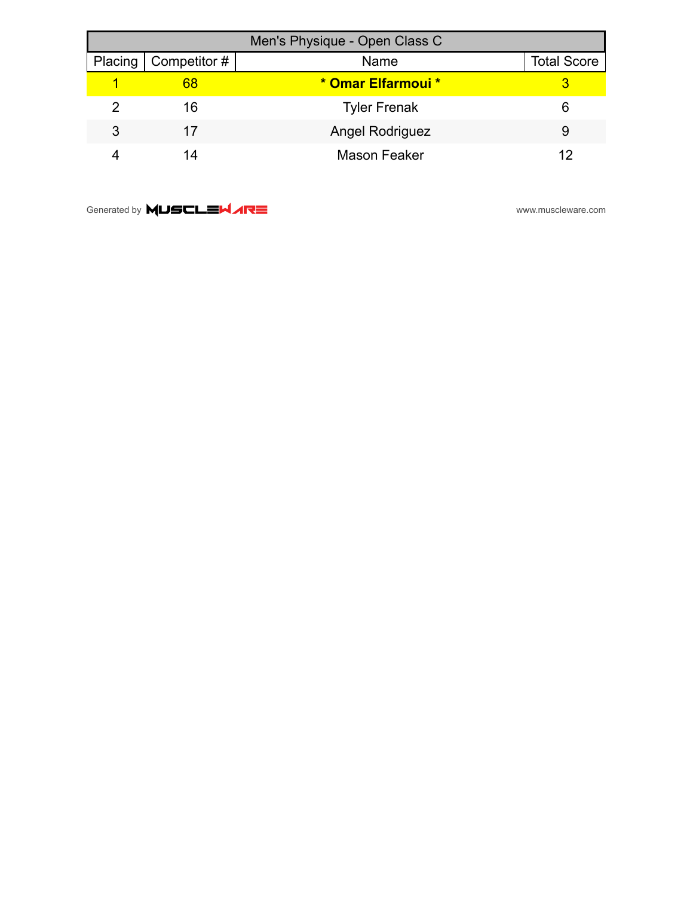| Men's Physique - Open Class C | | | |
|---|---|---|---|
| Placing | Competitor # | Name | Total Score |
| 1 | 68 | **\* Omar Elfarmoui \*** | 3 |
| 2 | 16 | Tyler Frenak | 6 |
| 3 | 17 | Angel Rodriguez | 9 |
| 4 | 14 | Mason Feaker | 12 |

Generated by MUSCLEWARE

www.muscleware.com